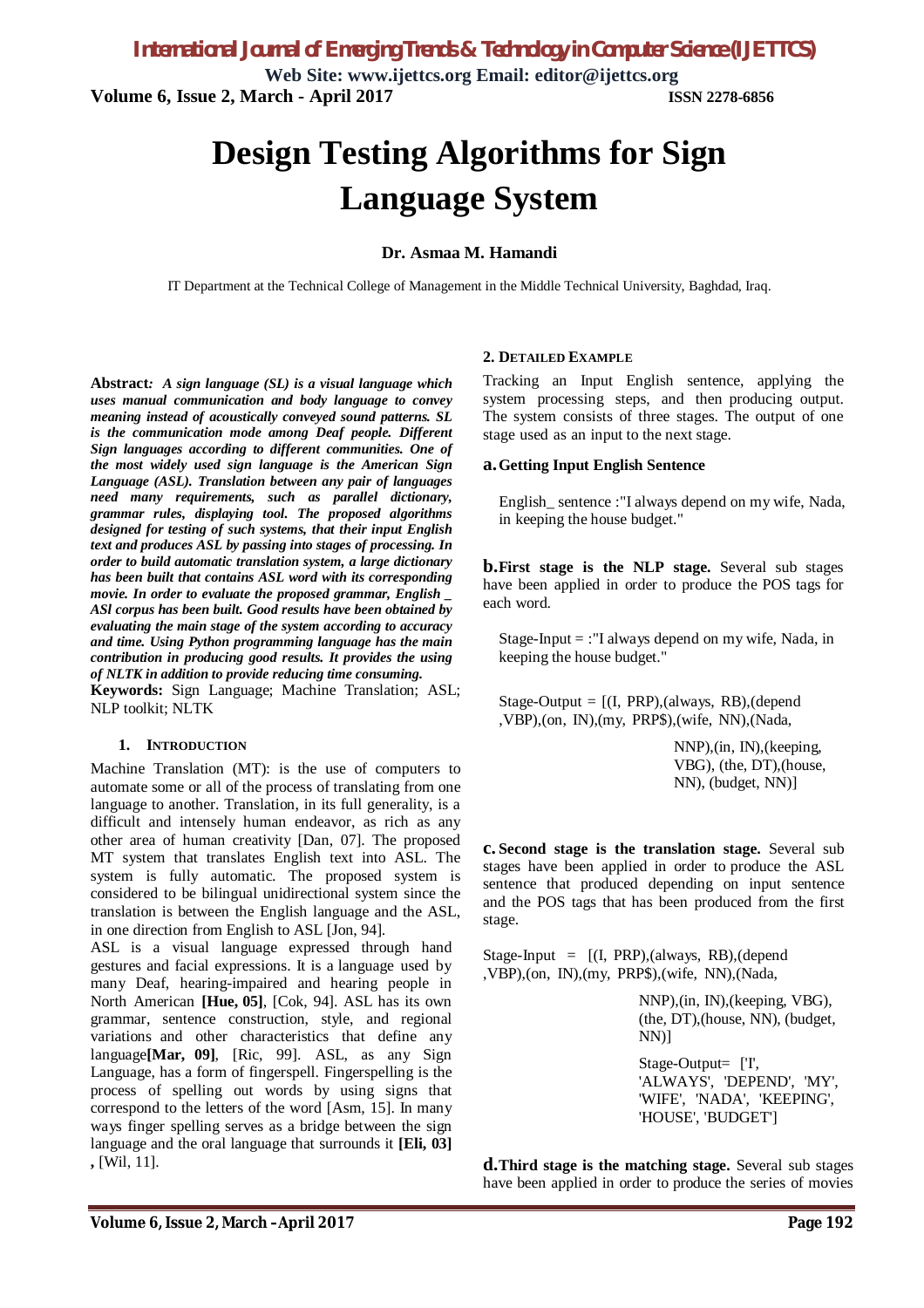# Design Testing Algorithms for Sign Language System

**Dr. Asmaa M. Hamandi**

IT Department at the Technical College of Management in the Middle Technical University, Baghdad, Iraq.

**Abstract***: A sign language (SL) is a visual language which uses manual communication and body language to convey meaning instead of acoustically conveyed sound patterns. SL is the communication mode among Deaf people. Different Sign languages according to different communities. One of the most widely used sign language is the American Sign Language (ASL). Translation between any pair of languages need many requirements, such as parallel dictionary, grammar rules, displaying tool. The proposed algorithms designed for testing of such systems, that their input English text and produces ASL by passing into stages of processing. In order to build automatic translation system, a large dictionary has been built that contains ASL word with its corresponding movie. In order to evaluate the proposed grammar, English _ ASl corpus has been built. Good results have been obtained by evaluating the main stage of the system according to accuracy and time. Using Python programming language has the main contribution in producing good results. It provides the using of NLTK in addition to provide reducing time consuming.*

**Keywords:** Sign Language; Machine Translation; ASL; NLP toolkit; NLTK

## 1. Introduction

Machine Translation (MT): is the use of computers to automate some or all of the process of translating from one language to another. Translation, in its full generality, is a difficult and intensely human endeavor, as rich as any other area of human creativity [Dan, 07]. The proposed MT system that translates English text into ASL. The system is fully automatic. The proposed system is considered to be bilingual unidirectional system since the translation is between the English language and the ASL, in one direction from English to ASL [Jon, 94].

ASL is a visual language expressed through hand gestures and facial expressions. It is a language used by many Deaf, hearing-impaired and hearing people in North American **[Hue, 05]**, [Cok, 94]. ASL has its own grammar, sentence construction, style, and regional variations and other characteristics that define any language**[Mar, 09]**, [Ric, 99]. ASL, as any Sign Language, has a form of fingerspell. Fingerspelling is the process of spelling out words by using signs that correspond to the letters of the word [Asm, 15]. In many ways finger spelling serves as a bridge between the sign language and the oral language that surrounds it **[Eli, 03]**, [Wil, 11].

## 2. Detailed Example

Tracking an Input English sentence, applying the system processing steps, and then producing output. The system consists of three stages. The output of one stage used as an input to the next stage.

**a. Getting Input English Sentence**

English_ sentence :"I always depend on my wife, Nada, in keeping the house budget."

**b. First stage is the NLP stage.** Several sub stages have been applied in order to produce the POS tags for each word.

Stage-Input = :"I always depend on my wife, Nada, in keeping the house budget."

Stage-Output = [(I, PRP),(always, RB),(depend ,VBP),(on, IN),(my, PRP$),(wife, NN),(Nada, NNP),(in, IN),(keeping, VBG), (the, DT),(house, NN), (budget, NN)]

**c. Second stage is the translation stage.** Several sub stages have been applied in order to produce the ASL sentence that produced depending on input sentence and the POS tags that has been produced from the first stage.

Stage-Input = [(I, PRP),(always, RB),(depend ,VBP),(on, IN),(my, PRP$),(wife, NN),(Nada, NNP),(in, IN),(keeping, VBG), (the, DT),(house, NN), (budget, NN)]

Stage-Output= ['I', 'ALWAYS', 'DEPEND', 'MY', 'WIFE', 'NADA', 'KEEPING', 'HOUSE', 'BUDGET']

**d. Third stage is the matching stage.** Several sub stages have been applied in order to produce the series of movies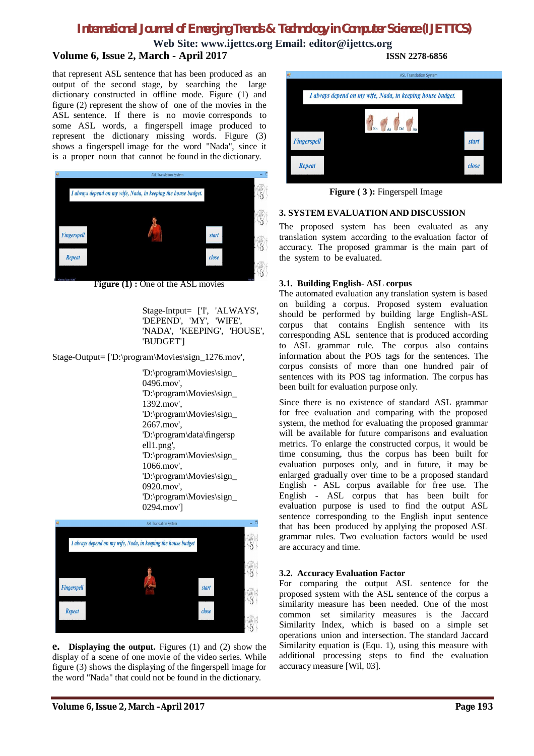that represent ASL sentence that has been produced as an output of the second stage, by searching the large dictionary constructed in offline mode. Figure (1) and figure (2) represent the show of one of the movies in the ASL sentence. If there is no movie corresponds to some ASL words, a fingerspell image produced to represent the dictionary missing words. Figure (3) shows a fingerspell image for the word "Nada", since it is a proper noun that cannot be found in the dictionary.

**Figure (1) :** One of the ASL movies

Stage-Intput= ['I', 'ALWAYS', 'DEPEND', 'MY', 'WIFE', 'NADA', 'KEEPING', 'HOUSE', 'BUDGET']

Stage-Output= ['D:\program\Movies\sign_1276.mov', 'D:\program\Movies\sign_0496.mov', 'D:\program\Movies\sign_1392.mov', 'D:\program\Movies\sign_2667.mov', 'D:\program\data\fingerspell1.png', 'D:\program\Movies\sign_1066.mov', 'D:\program\Movies\sign_0920.mov', 'D:\program\Movies\sign_0294.mov']

**e. Displaying the output.** Figures (1) and (2) show the display of a scene of one movie of the video series. While figure (3) shows the displaying of the fingerspell image for the word "Nada" that could not be found in the dictionary.

**Figure ( 3 ):** Fingerspell Image

## 3. SYSTEM EVALUATION AND DISCUSSION

The proposed system has been evaluated as any translation system according to the evaluation factor of accuracy. The proposed grammar is the main part of the system to be evaluated.

### 3.1. Building English- ASL corpus

The automated evaluation any translation system is based on building a corpus. Proposed system evaluation should be performed by building large English-ASL corpus that contains English sentence with its corresponding ASL sentence that is produced according to ASL grammar rule. The corpus also contains information about the POS tags for the sentences. The corpus consists of more than one hundred pair of sentences with its POS tag information. The corpus has been built for evaluation purpose only.

Since there is no existence of standard ASL grammar for free evaluation and comparing with the proposed system, the method for evaluating the proposed grammar will be available for future comparisons and evaluation metrics. To enlarge the constructed corpus, it would be time consuming, thus the corpus has been built for evaluation purposes only, and in future, it may be enlarged gradually over time to be a proposed standard English - ASL corpus available for free use. The English - ASL corpus that has been built for evaluation purpose is used to find the output ASL sentence corresponding to the English input sentence that has been produced by applying the proposed ASL grammar rules. Two evaluation factors would be used are accuracy and time.

### 3.2. Accuracy Evaluation Factor

For comparing the output ASL sentence for the proposed system with the ASL sentence of the corpus a similarity measure has been needed. One of the most common set similarity measures is the Jaccard Similarity Index, which is based on a simple set operations union and intersection. The standard Jaccard Similarity equation is (Equ. 1), using this measure with additional processing steps to find the evaluation accuracy measure [Wil, 03].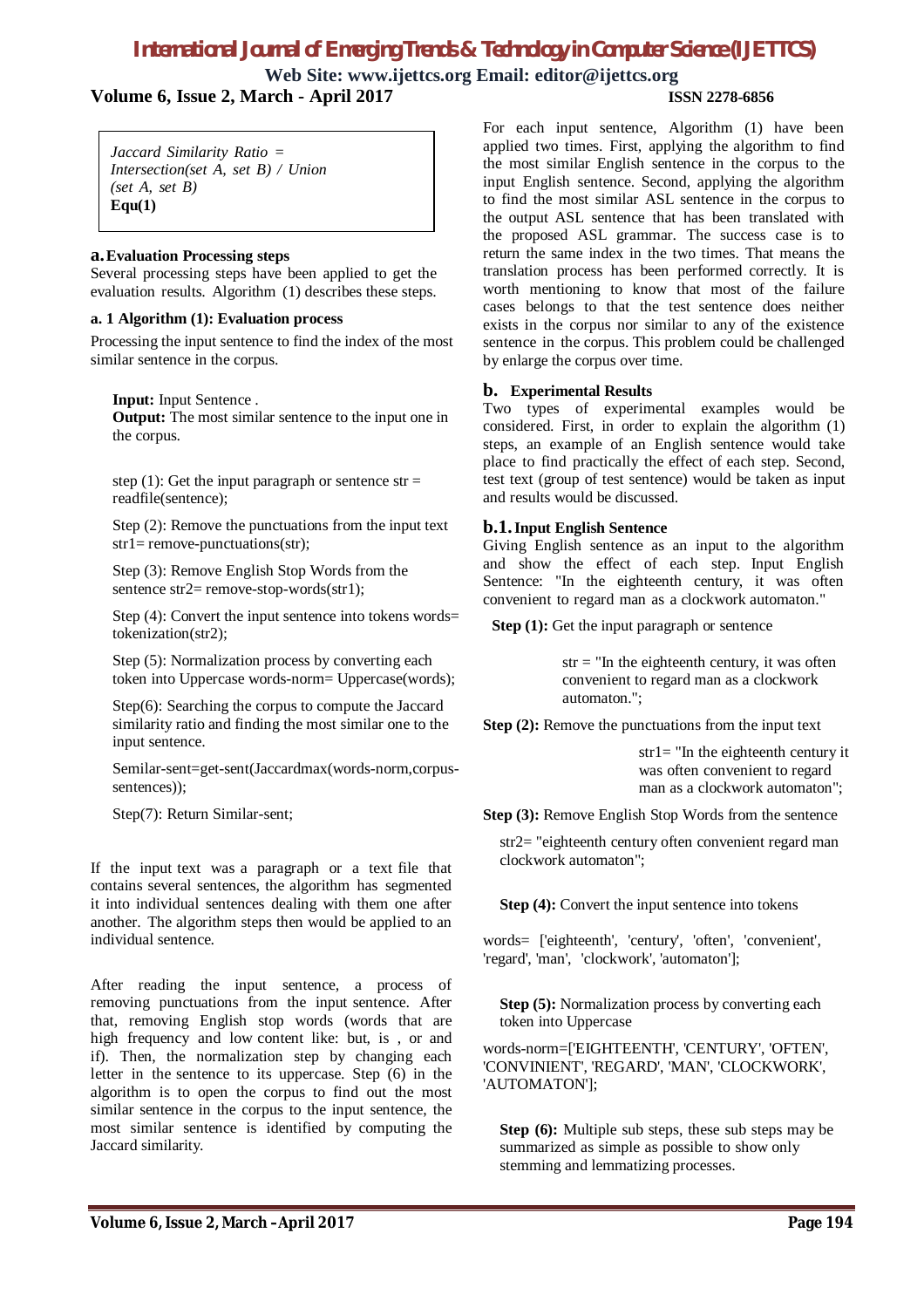> *Jaccard Similarity Ratio = Intersection(set A, set B) / Union (set A, set B)*
> **Equ(1)**

### a. Evaluation Processing steps

Several processing steps have been applied to get the evaluation results. Algorithm (1) describes these steps.

#### a. 1 Algorithm (1): Evaluation process

Processing the input sentence to find the index of the most similar sentence in the corpus.

**Input:** Input Sentence .
**Output:** The most similar sentence to the input one in the corpus.

step (1): Get the input paragraph or sentence str = readfile(sentence);

Step (2): Remove the punctuations from the input text str1= remove-punctuations(str);

Step (3): Remove English Stop Words from the sentence str2= remove-stop-words(str1);

Step (4): Convert the input sentence into tokens words= tokenization(str2);

Step (5): Normalization process by converting each token into Uppercase words-norm= Uppercase(words);

Step(6): Searching the corpus to compute the Jaccard similarity ratio and finding the most similar one to the input sentence.

Semilar-sent=get-sent(Jaccardmax(words-norm,corpus-sentences));

Step(7): Return Similar-sent;

If the input text was a paragraph or a text file that contains several sentences, the algorithm has segmented it into individual sentences dealing with them one after another. The algorithm steps then would be applied to an individual sentence.

After reading the input sentence, a process of removing punctuations from the input sentence. After that, removing English stop words (words that are high frequency and low content like: but, is , or and if). Then, the normalization step by changing each letter in the sentence to its uppercase. Step (6) in the algorithm is to open the corpus to find out the most similar sentence in the corpus to the input sentence, the most similar sentence is identified by computing the Jaccard similarity.

For each input sentence, Algorithm (1) have been applied two times. First, applying the algorithm to find the most similar English sentence in the corpus to the input English sentence. Second, applying the algorithm to find the most similar ASL sentence in the corpus to the output ASL sentence that has been translated with the proposed ASL grammar. The success case is to return the same index in the two times. That means the translation process has been performed correctly. It is worth mentioning to know that most of the failure cases belongs to that the test sentence does neither exists in the corpus nor similar to any of the existence sentence in the corpus. This problem could be challenged by enlarge the corpus over time.

### b. Experimental Results

Two types of experimental examples would be considered. First, in order to explain the algorithm (1) steps, an example of an English sentence would take place to find practically the effect of each step. Second, test text (group of test sentence) would be taken as input and results would be discussed.

#### b.1. Input English Sentence

Giving English sentence as an input to the algorithm and show the effect of each step. Input English Sentence: "In the eighteenth century, it was often convenient to regard man as a clockwork automaton."

**Step (1):** Get the input paragraph or sentence

str = "In the eighteenth century, it was often convenient to regard man as a clockwork automaton.";

**Step (2):** Remove the punctuations from the input text

str1= "In the eighteenth century it was often convenient to regard man as a clockwork automaton";

**Step (3):** Remove English Stop Words from the sentence

str2= "eighteenth century often convenient regard man clockwork automaton";

**Step (4):** Convert the input sentence into tokens

words= ['eighteenth', 'century', 'often', 'convenient', 'regard', 'man', 'clockwork', 'automaton'];

**Step (5):** Normalization process by converting each token into Uppercase

words-norm=['EIGHTEENTH', 'CENTURY', 'OFTEN', 'CONVINIENT', 'REGARD', 'MAN', 'CLOCKWORK', 'AUTOMATON'];

**Step (6):** Multiple sub steps, these sub steps may be summarized as simple as possible to show only stemming and lemmatizing processes.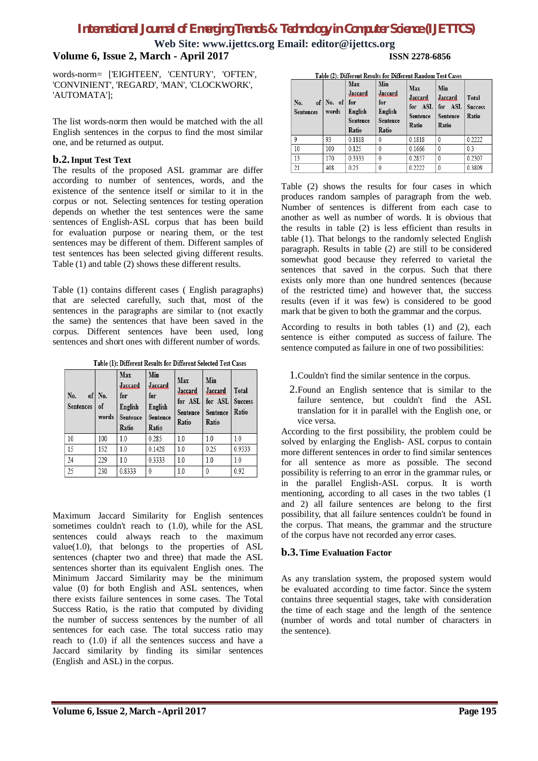words-norm= ['EIGHTEEN', 'CENTURY', 'OFTEN', 'CONVINIENT', 'REGARD', 'MAN', 'CLOCKWORK', 'AUTOMATA'];

The list words-norm then would be matched with the all English sentences in the corpus to find the most similar one, and be returned as output.

### b.2. Input Test Text

The results of the proposed ASL grammar are differ according to number of sentences, words, and the existence of the sentence itself or similar to it in the corpus or not. Selecting sentences for testing operation depends on whether the test sentences were the same sentences of English-ASL corpus that has been build for evaluation purpose or nearing them, or the test sentences may be different of them. Different samples of test sentences has been selected giving different results. Table (1) and table (2) shows these different results.

Table (1) contains different cases ( English paragraphs) that are selected carefully, such that, most of the sentences in the paragraphs are similar to (not exactly the same) the sentences that have been saved in the corpus. Different sentences have been used, long sentences and short ones with different number of words.

**Table (1): Different Results for Different Selected Test Cases**

| No. of Sentences | No. of words | Max Jaccard for English Sentence Ratio | Min Jaccard for English Sentence Ratio | Max Jaccard for ASL Sentence Ratio | Min Jaccard for ASL Sentence Ratio | Total Success Ratio |
|---|---|---|---|---|---|---|
| 10 | 100 | 1.0 | 0.285 | 1.0 | 1.0 | 1.0 |
| 15 | 152 | 1.0 | 0.1428 | 1.0 | 0.25 | 0.9333 |
| 24 | 229 | 1.0 | 0.3333 | 1.0 | 1.0 | 1.0 |
| 25 | 230 | 0.8333 | 0 | 1.0 | 0 | 0.92 |

Maximum Jaccard Similarity for English sentences sometimes couldn't reach to (1.0), while for the ASL sentences could always reach to the maximum value(1.0), that belongs to the properties of ASL sentences (chapter two and three) that made the ASL sentences shorter than its equivalent English ones. The Minimum Jaccard Similarity may be the minimum value (0) for both English and ASL sentences, when there exists failure sentences in some cases. The Total Success Ratio, is the ratio that computed by dividing the number of success sentences by the number of all sentences for each case. The total success ratio may reach to (1.0) if all the sentences success and have a Jaccard similarity by finding its similar sentences (English and ASL) in the corpus.

**Table (2): Different Results for Different Random Test Cases**

| No. of Sentences | No. of words | Max Jaccard for English Sentence Ratio | Min Jaccard for English Sentence Ratio | Max Jaccard for ASL Sentence Ratio | Min Jaccard for ASL Sentence Ratio | Total Success Ratio |
|---|---|---|---|---|---|---|
| 9 | 93 | 0.1818 | 0 | 0.1818 | 0 | 0.2222 |
| 10 | 100 | 0.125 | 0 | 0.1666 | 0 | 0.3 |
| 13 | 170 | 0.3333 | 0 | 0.2857 | 0 | 0.2307 |
| 21 | 408 | 0.25 | 0 | 0.2222 | 0 | 0.3809 |

Table (2) shows the results for four cases in which produces random samples of paragraph from the web. Number of sentences is different from each case to another as well as number of words. It is obvious that the results in table (2) is less efficient than results in table (1). That belongs to the randomly selected English paragraph. Results in table (2) are still to be considered somewhat good because they referred to varietal the sentences that saved in the corpus. Such that there exists only more than one hundred sentences (because of the restricted time) and however that, the success results (even if it was few) is considered to be good mark that be given to both the grammar and the corpus.

According to results in both tables (1) and (2), each sentence is either computed as success of failure. The sentence computed as failure in one of two possibilities:

1. Couldn't find the similar sentence in the corpus.
2. Found an English sentence that is similar to the failure sentence, but couldn't find the ASL translation for it in parallel with the English one, or vice versa.

According to the first possibility, the problem could be solved by enlarging the English- ASL corpus to contain more different sentences in order to find similar sentences for all sentence as more as possible. The second possibility is referring to an error in the grammar rules, or in the parallel English-ASL corpus. It is worth mentioning, according to all cases in the two tables (1 and 2) all failure sentences are belong to the first possibility, that all failure sentences couldn't be found in the corpus. That means, the grammar and the structure of the corpus have not recorded any error cases.

### b.3. Time Evaluation Factor

As any translation system, the proposed system would be evaluated according to time factor. Since the system contains three sequential stages, take with consideration the time of each stage and the length of the sentence (number of words and total number of characters in the sentence).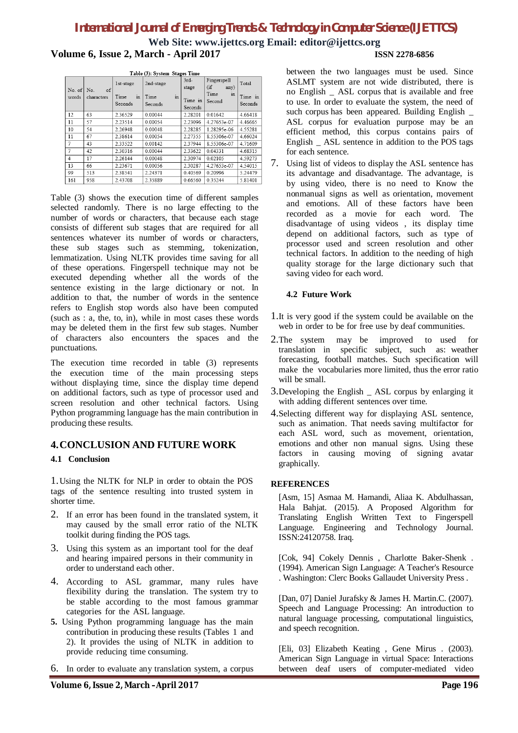Table (3): System Stages Time

| No. of words | No. of characters | 1st-stage Time in Seconds | 2nd-stage Time in Seconds | 3rd-stage Time in Seconds | Fingerspell (if any) Time in Second | Total Time in Seconds |
|---|---|---|---|---|---|---|
| 12 | 63 | 2.36529 | 0.00044 | 2.28201 | 0.01642 | 4.66418 |
| 11 | 57 | 2.23514 | 0.00054 | 2.23096 | 4.27653e-07 | 4.46665 |
| 10 | 54 | 2.26948 | 0.00048 | 2.28285 | 1.28295e-06 | 4.55281 |
| 11 | 67 | 2.38614 | 0.00054 | 2.27355 | 8.55306e-07 | 4.66024 |
| 7 | 43 | 2.33522 | 0.00142 | 2.37944 | 8.55306e-07 | 4.71609 |
| 7 | 42 | 2.30316 | 0.00044 | 2.33622 | 0.04331 | 4.68315 |
| 4 | 17 | 2.26144 | 0.00048 | 2.30974 | 0.02105 | 4.59273 |
| 13 | 66 | 2.23671 | 0.00056 | 2.30287 | 4.27653e-07 | 4.54015 |
| 99 | 513 | 2.38541 | 2.24371 | 0.40569 | 0.20996 | 5.24479 |
| 161 | 958 | 2.43708 | 2.35889 | 0.66560 | 0.35244 | 5.81401 |

Table (3) shows the execution time of different samples selected randomly. There is no large effecting to the number of words or characters, that because each stage consists of different sub stages that are required for all sentences whatever its number of words or characters, these sub stages such as stemming, tokenization, lemmatization. Using NLTK provides time saving for all of these operations. Fingerspell technique may not be executed depending whether all the words of the sentence existing in the large dictionary or not. In addition to that, the number of words in the sentence refers to English stop words also have been computed (such as : a, the, to, in), while in most cases these words may be deleted them in the first few sub stages. Number of characters also encounters the spaces and the punctuations.

The execution time recorded in table (3) represents the execution time of the main processing steps without displaying time, since the display time depend on additional factors, such as type of processor used and screen resolution and other technical factors. Using Python programming language has the main contribution in producing these results.

## 4. CONCLUSION AND FUTURE WORK

### 4.1 Conclusion

1. Using the NLTK for NLP in order to obtain the POS tags of the sentence resulting into trusted system in shorter time.
2. If an error has been found in the translated system, it may caused by the small error ratio of the NLTK toolkit during finding the POS tags.
3. Using this system as an important tool for the deaf and hearing impaired persons in their community in order to understand each other.
4. According to ASL grammar, many rules have flexibility during the translation. The system try to be stable according to the most famous grammar categories for the ASL language.
5. Using Python programming language has the main contribution in producing these results (Tables 1 and 2). It provides the using of NLTK in addition to provide reducing time consuming.
6. In order to evaluate any translation system, a corpus between the two languages must be used. Since ASLMT system are not wide distributed, there is no English _ ASL corpus that is available and free to use. In order to evaluate the system, the need of such corpus has been appeared. Building English _ ASL corpus for evaluation purpose may be an efficient method, this corpus contains pairs of English _ ASL sentence in addition to the POS tags for each sentence.
7. Using list of videos to display the ASL sentence has its advantage and disadvantage. The advantage, is by using video, there is no need to Know the nonmanual signs as well as orientation, movement and emotions. All of these factors have been recorded as a movie for each word. The disadvantage of using videos , its display time depend on additional factors, such as type of processor used and screen resolution and other technical factors. In addition to the needing of high quality storage for the large dictionary such that saving video for each word.

### 4.2 Future Work

1. It is very good if the system could be available on the web in order to be for free use by deaf communities.
2. The system may be improved to used for translation in specific subject, such as: weather forecasting, football matches. Such specification will make the vocabularies more limited, thus the error ratio will be small.
3. Developing the English _ ASL corpus by enlarging it with adding different sentences over time.
4. Selecting different way for displaying ASL sentence, such as animation. That needs saving multifactor for each ASL word, such as movement, orientation, emotions and other non manual signs. Using these factors in causing moving of signing avatar graphically.

## REFERENCES

[Asm, 15] Asmaa M. Hamandi, Aliaa K. Abdulhassan, Hala Bahjat. (2015). A Proposed Algorithm for Translating English Written Text to Fingerspell Language. Engineering and Technology Journal. ISSN:24120758. Iraq.

[Cok, 94] Cokely Dennis , Charlotte Baker-Shenk . (1994). American Sign Language: A Teacher's Resource . Washington: Clerc Books Gallaudet University Press .

[Dan, 07] Daniel Jurafsky & James H. Martin.C. (2007). Speech and Language Processing: An introduction to natural language processing, computational linguistics, and speech recognition.

[Eli, 03] Elizabeth Keating , Gene Mirus . (2003). American Sign Language in virtual Space: Interactions between deaf users of computer-mediated video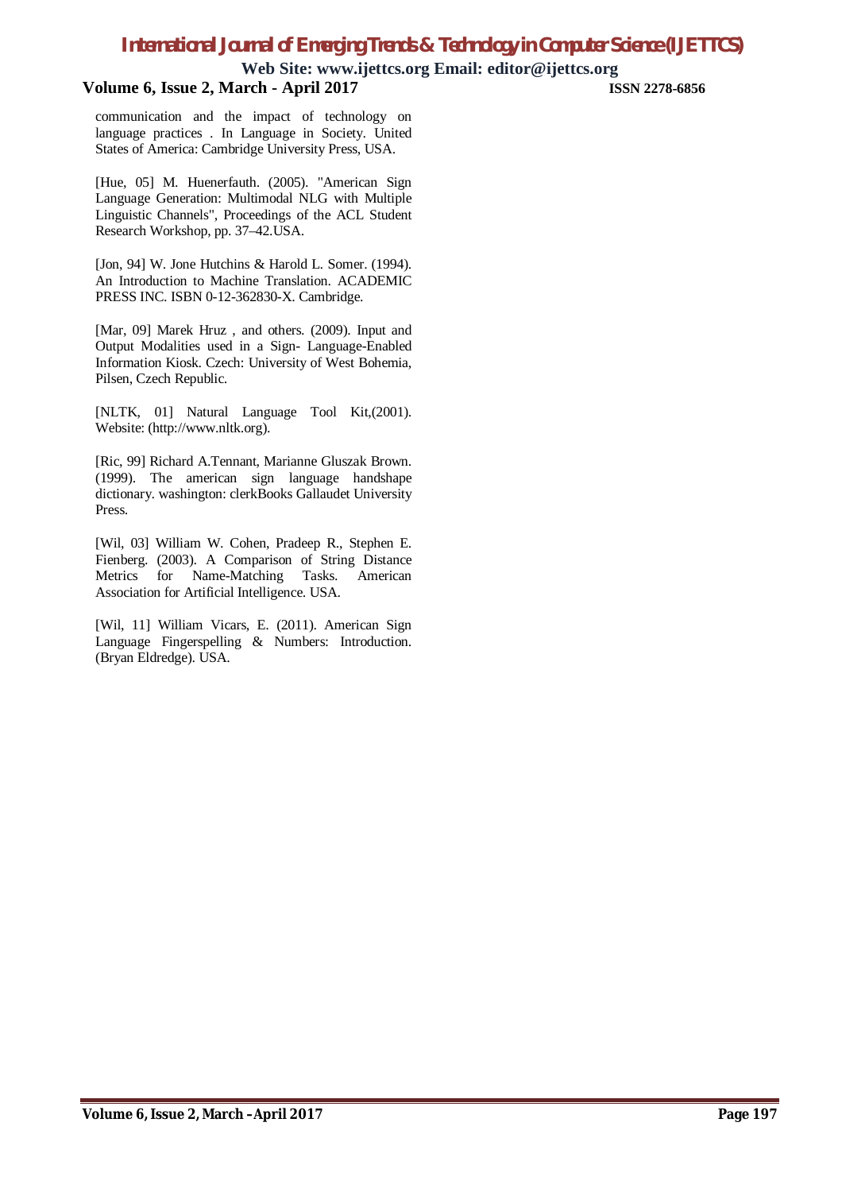communication and the impact of technology on language practices . In Language in Society. United States of America: Cambridge University Press, USA.

[Hue, 05] M. Huenerfauth. (2005). "American Sign Language Generation: Multimodal NLG with Multiple Linguistic Channels", Proceedings of the ACL Student Research Workshop, pp. 37–42.USA.

[Jon, 94] W. Jone Hutchins & Harold L. Somer. (1994). An Introduction to Machine Translation. ACADEMIC PRESS INC. ISBN 0-12-362830-X. Cambridge.

[Mar, 09] Marek Hruz , and others. (2009). Input and Output Modalities used in a Sign- Language-Enabled Information Kiosk. Czech: University of West Bohemia, Pilsen, Czech Republic.

[NLTK, 01] Natural Language Tool Kit,(2001). Website: (http://www.nltk.org).

[Ric, 99] Richard A.Tennant, Marianne Gluszak Brown. (1999). The american sign language handshape dictionary. washington: clerkBooks Gallaudet University Press.

[Wil, 03] William W. Cohen, Pradeep R., Stephen E. Fienberg. (2003). A Comparison of String Distance Metrics for Name-Matching Tasks. American Association for Artificial Intelligence. USA.

[Wil, 11] William Vicars, E. (2011). American Sign Language Fingerspelling & Numbers: Introduction. (Bryan Eldredge). USA.